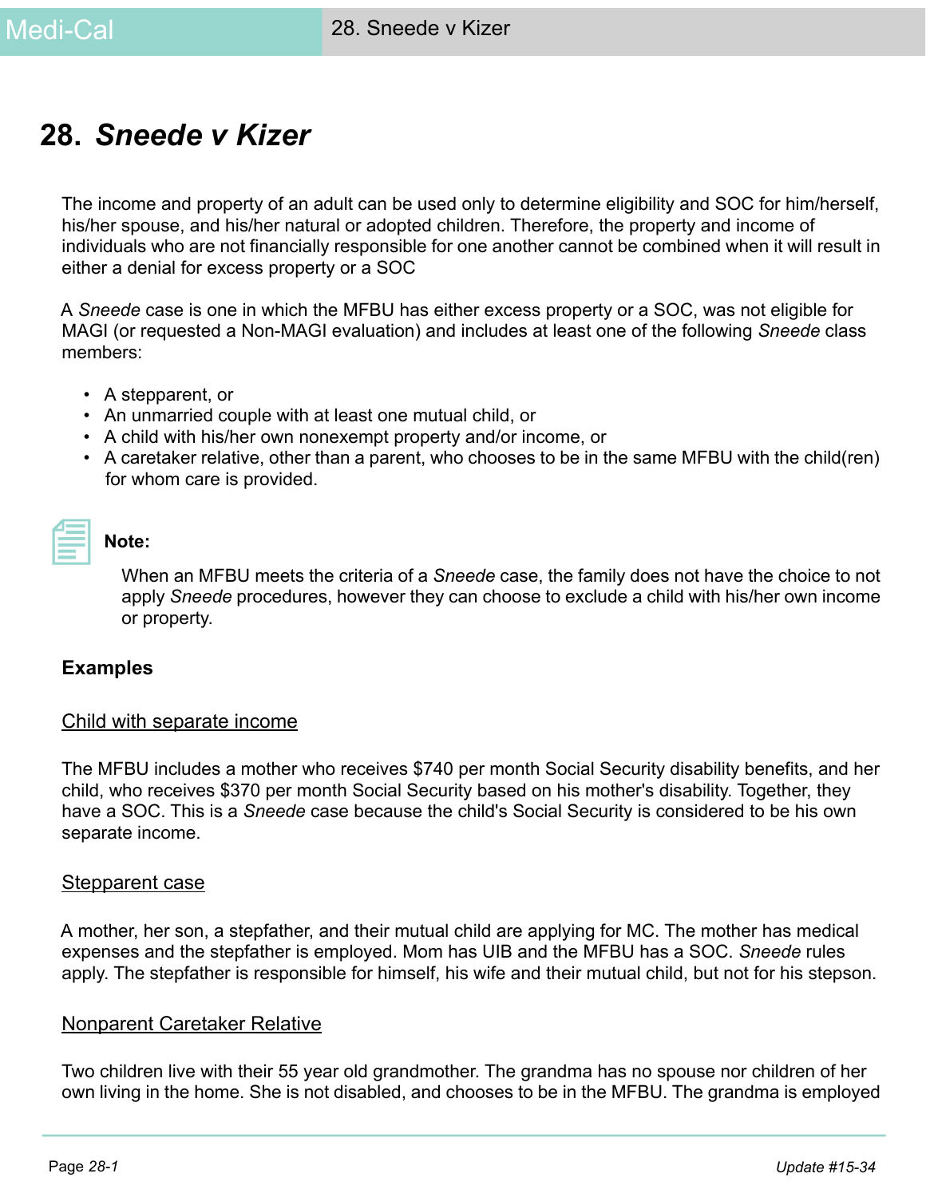# 28. *Sneede v Kizer*

The income and property of an adult can be used only to determine eligibility and SOC for him/herself, his/her spouse, and his/her natural or adopted children. Therefore, the property and income of individuals who are not financially responsible for one another cannot be combined when it will result in either a denial for excess property or a SOC

A *Sneede* case is one in which the MFBU has either excess property or a SOC, was not eligible for MAGI (or requested a Non-MAGI evaluation) and includes at least one of the following *Sneede* class members:

- A stepparent, or
- An unmarried couple with at least one mutual child, or
- A child with his/her own nonexempt property and/or income, or
- A caretaker relative, other than a parent, who chooses to be in the same MFBU with the child(ren) for whom care is provided.

**Note:**

When an MFBU meets the criteria of a *Sneede* case, the family does not have the choice to not apply *Sneede* procedures, however they can choose to exclude a child with his/her own income or property.

**Examples**

Child with separate income

The MFBU includes a mother who receives $740 per month Social Security disability benefits, and her child, who receives $370 per month Social Security based on his mother's disability. Together, they have a SOC. This is a *Sneede* case because the child's Social Security is considered to be his own separate income.

Stepparent case

A mother, her son, a stepfather, and their mutual child are applying for MC. The mother has medical expenses and the stepfather is employed. Mom has UIB and the MFBU has a SOC. *Sneede* rules apply. The stepfather is responsible for himself, his wife and their mutual child, but not for his stepson.

Nonparent Caretaker Relative

Two children live with their 55 year old grandmother. The grandma has no spouse nor children of her own living in the home. She is not disabled, and chooses to be in the MFBU. The grandma is employed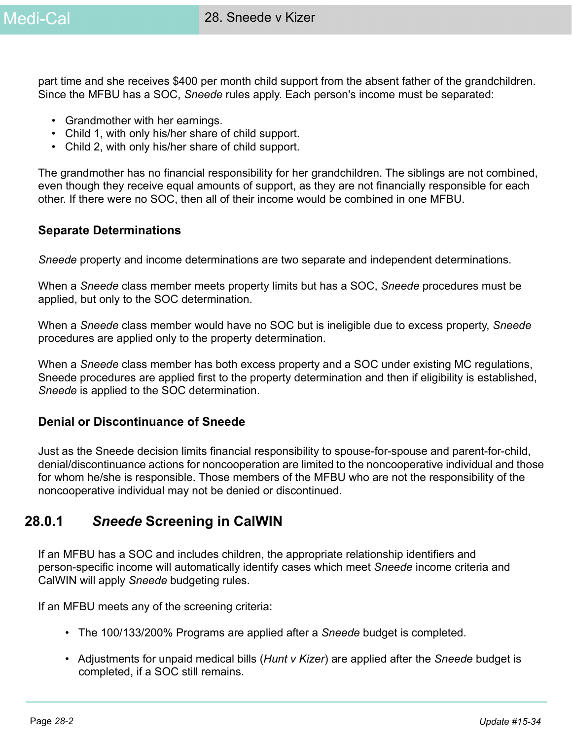part time and she receives $400 per month child support from the absent father of the grandchildren. Since the MFBU has a SOC, *Sneede* rules apply. Each person's income must be separated:

- Grandmother with her earnings.
- Child 1, with only his/her share of child support.
- Child 2, with only his/her share of child support.

The grandmother has no financial responsibility for her grandchildren. The siblings are not combined, even though they receive equal amounts of support, as they are not financially responsible for each other. If there were no SOC, then all of their income would be combined in one MFBU.

### Separate Determinations

*Sneede* property and income determinations are two separate and independent determinations.

When a *Sneede* class member meets property limits but has a SOC, *Sneede* procedures must be applied, but only to the SOC determination.

When a *Sneede* class member would have no SOC but is ineligible due to excess property, *Sneede* procedures are applied only to the property determination.

When a *Sneede* class member has both excess property and a SOC under existing MC regulations, Sneede procedures are applied first to the property determination and then if eligibility is established, *Sneede* is applied to the SOC determination.

### Denial or Discontinuance of Sneede

Just as the Sneede decision limits financial responsibility to spouse-for-spouse and parent-for-child, denial/discontinuance actions for noncooperation are limited to the noncooperative individual and those for whom he/she is responsible. Those members of the MFBU who are not the responsibility of the noncooperative individual may not be denied or discontinued.

## 28.0.1 *Sneede* Screening in CalWIN

If an MFBU has a SOC and includes children, the appropriate relationship identifiers and person-specific income will automatically identify cases which meet *Sneede* income criteria and CalWIN will apply *Sneede* budgeting rules.

If an MFBU meets any of the screening criteria:

- The 100/133/200% Programs are applied after a *Sneede* budget is completed.
- Adjustments for unpaid medical bills (*Hunt v Kizer*) are applied after the *Sneede* budget is completed, if a SOC still remains.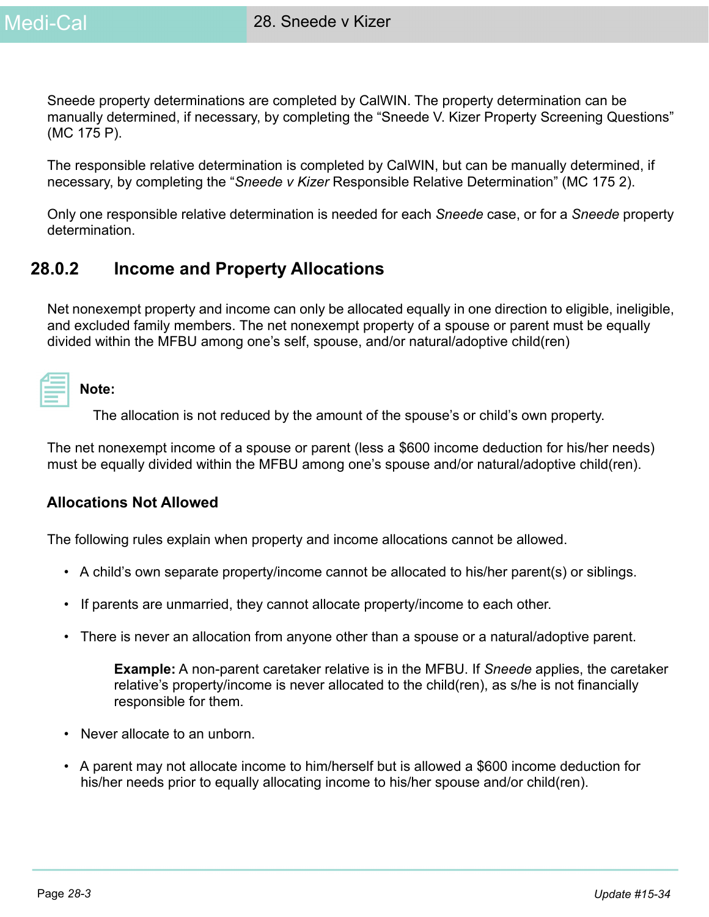Sneede property determinations are completed by CalWIN. The property determination can be manually determined, if necessary, by completing the "Sneede V. Kizer Property Screening Questions" (MC 175 P).

The responsible relative determination is completed by CalWIN, but can be manually determined, if necessary, by completing the "*Sneede v Kizer* Responsible Relative Determination" (MC 175 2).

Only one responsible relative determination is needed for each *Sneede* case, or for a *Sneede* property determination.

## 28.0.2 Income and Property Allocations

Net nonexempt property and income can only be allocated equally in one direction to eligible, ineligible, and excluded family members. The net nonexempt property of a spouse or parent must be equally divided within the MFBU among one's self, spouse, and/or natural/adoptive child(ren)

**Note:**

The allocation is not reduced by the amount of the spouse's or child's own property.

The net nonexempt income of a spouse or parent (less a $600 income deduction for his/her needs) must be equally divided within the MFBU among one's spouse and/or natural/adoptive child(ren).

### Allocations Not Allowed

The following rules explain when property and income allocations cannot be allowed.

- A child's own separate property/income cannot be allocated to his/her parent(s) or siblings.
- If parents are unmarried, they cannot allocate property/income to each other.
- There is never an allocation from anyone other than a spouse or a natural/adoptive parent.

  **Example:** A non-parent caretaker relative is in the MFBU. If *Sneede* applies, the caretaker relative's property/income is never allocated to the child(ren), as s/he is not financially responsible for them.

- Never allocate to an unborn.
- A parent may not allocate income to him/herself but is allowed a $600 income deduction for his/her needs prior to equally allocating income to his/her spouse and/or child(ren).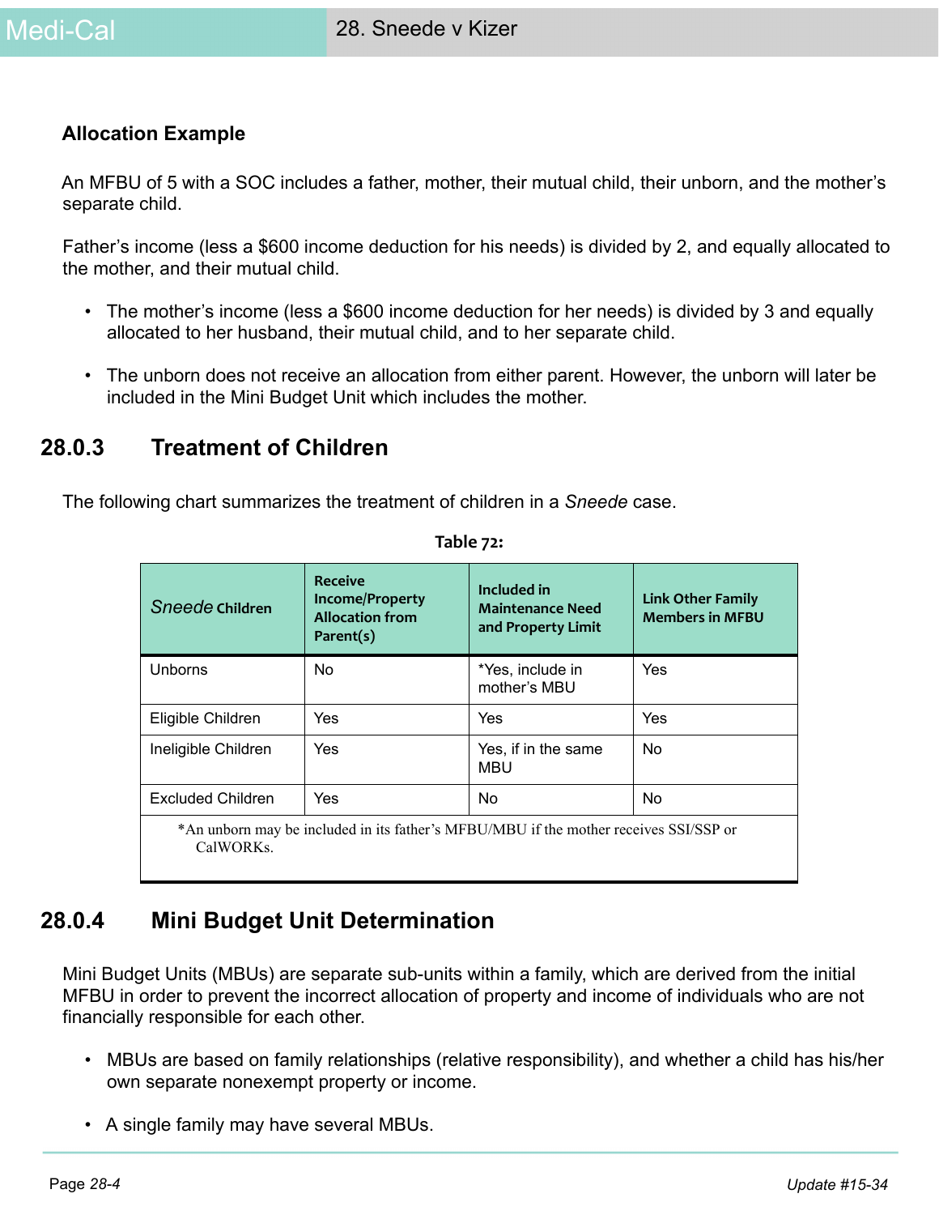**Allocation Example**

An MFBU of 5 with a SOC includes a father, mother, their mutual child, their unborn, and the mother's separate child.

Father's income (less a $600 income deduction for his needs) is divided by 2, and equally allocated to the mother, and their mutual child.

- The mother's income (less a $600 income deduction for her needs) is divided by 3 and equally allocated to her husband, their mutual child, and to her separate child.
- The unborn does not receive an allocation from either parent. However, the unborn will later be included in the Mini Budget Unit which includes the mother.

## 28.0.3 Treatment of Children

The following chart summarizes the treatment of children in a *Sneede* case.

**Table 72:**

| *Sneede* Children | Receive Income/Property Allocation from Parent(s) | Included in Maintenance Need and Property Limit | Link Other Family Members in MFBU |
|---|---|---|---|
| Unborns | No | *Yes, include in mother's MBU | Yes |
| Eligible Children | Yes | Yes | Yes |
| Ineligible Children | Yes | Yes, if in the same MBU | No |
| Excluded Children | Yes | No | No |

*An unborn may be included in its father's MFBU/MBU if the mother receives SSI/SSP or CalWORKs.

## 28.0.4 Mini Budget Unit Determination

Mini Budget Units (MBUs) are separate sub-units within a family, which are derived from the initial MFBU in order to prevent the incorrect allocation of property and income of individuals who are not financially responsible for each other.

- MBUs are based on family relationships (relative responsibility), and whether a child has his/her own separate nonexempt property or income.
- A single family may have several MBUs.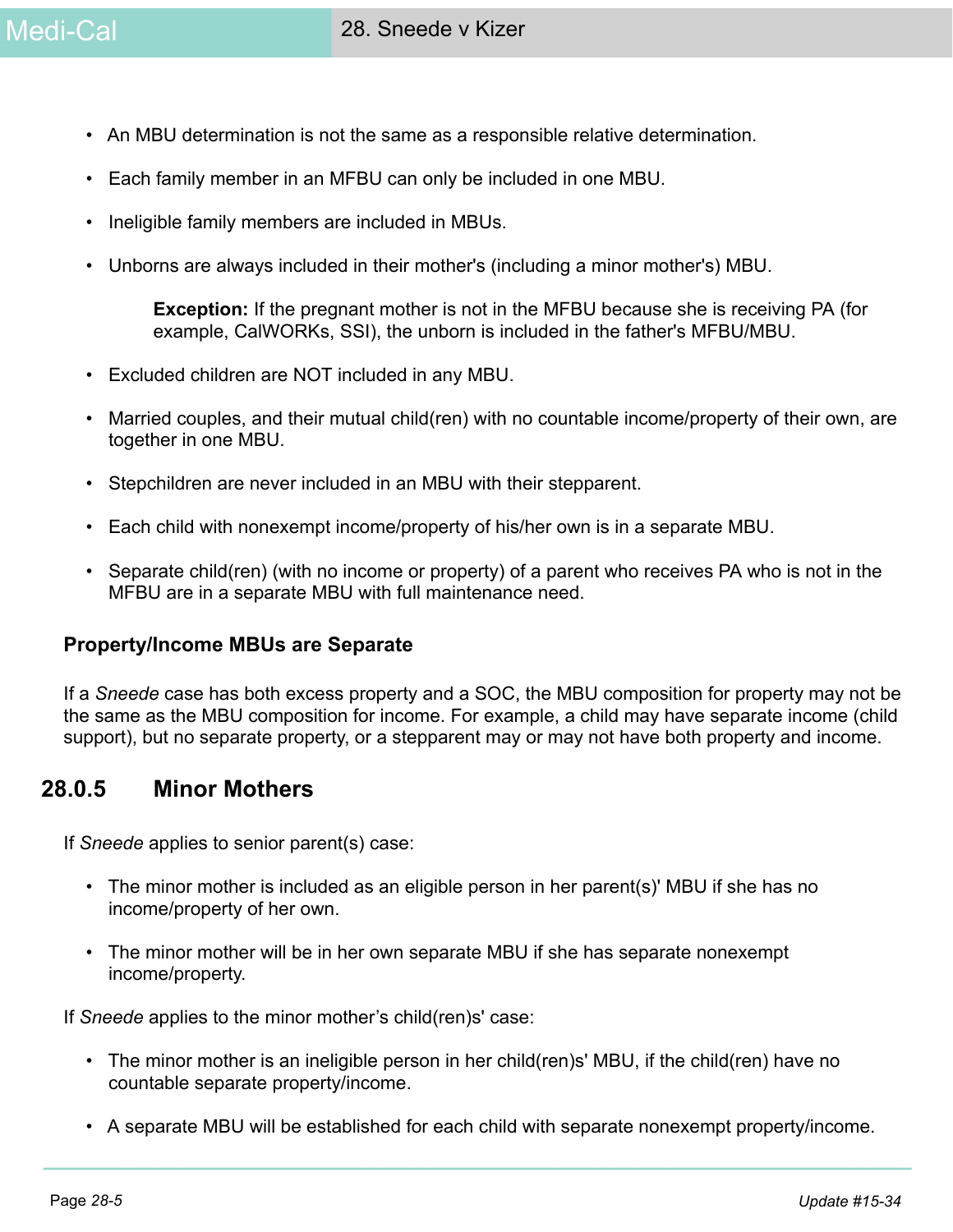- An MBU determination is not the same as a responsible relative determination.
- Each family member in an MFBU can only be included in one MBU.
- Ineligible family members are included in MBUs.
- Unborns are always included in their mother's (including a minor mother's) MBU.

  **Exception:** If the pregnant mother is not in the MFBU because she is receiving PA (for example, CalWORKs, SSI), the unborn is included in the father's MFBU/MBU.

- Excluded children are NOT included in any MBU.
- Married couples, and their mutual child(ren) with no countable income/property of their own, are together in one MBU.
- Stepchildren are never included in an MBU with their stepparent.
- Each child with nonexempt income/property of his/her own is in a separate MBU.
- Separate child(ren) (with no income or property) of a parent who receives PA who is not in the MFBU are in a separate MBU with full maintenance need.

### Property/Income MBUs are Separate

If a *Sneede* case has both excess property and a SOC, the MBU composition for property may not be the same as the MBU composition for income. For example, a child may have separate income (child support), but no separate property, or a stepparent may or may not have both property and income.

## 28.0.5 Minor Mothers

If *Sneede* applies to senior parent(s) case:

- The minor mother is included as an eligible person in her parent(s)' MBU if she has no income/property of her own.
- The minor mother will be in her own separate MBU if she has separate nonexempt income/property.

If *Sneede* applies to the minor mother's child(ren)s' case:

- The minor mother is an ineligible person in her child(ren)s' MBU, if the child(ren) have no countable separate property/income.
- A separate MBU will be established for each child with separate nonexempt property/income.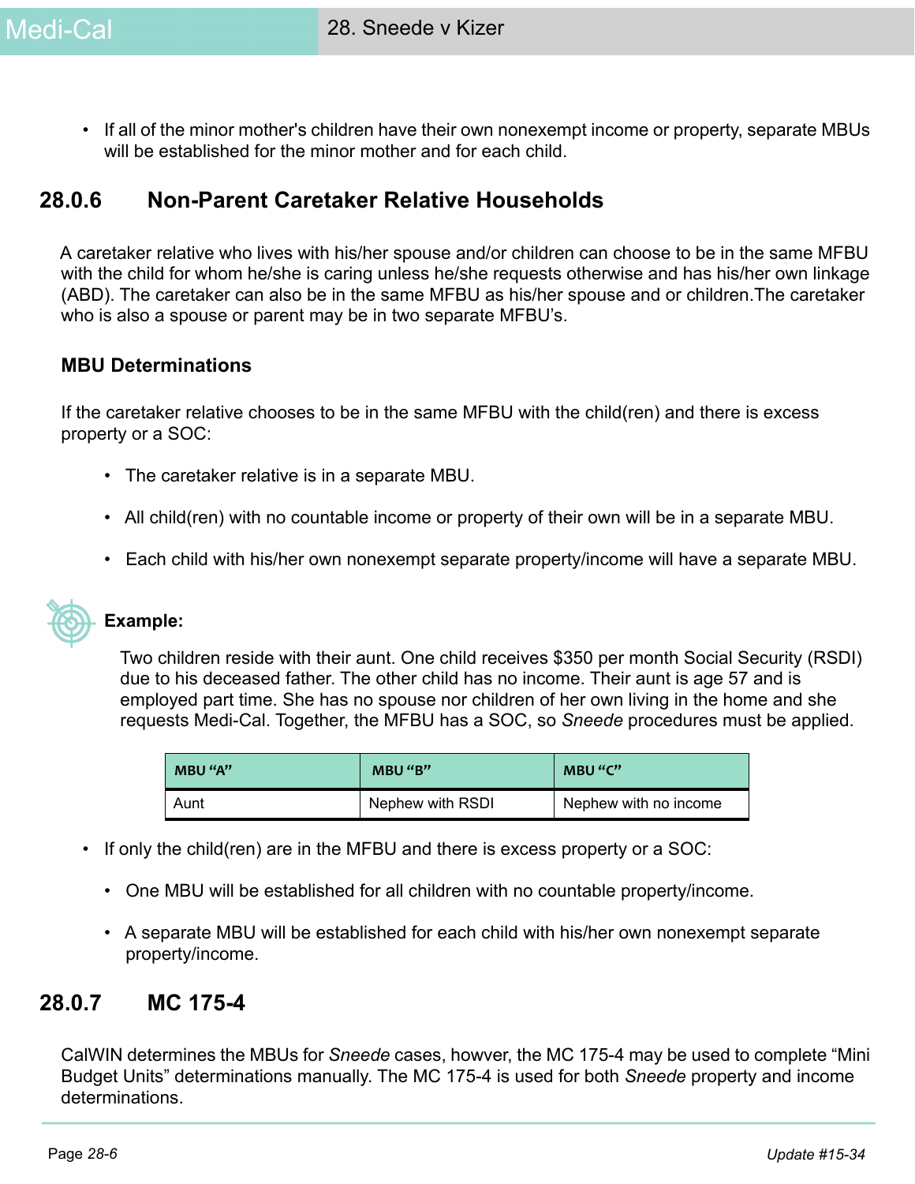- If all of the minor mother's children have their own nonexempt income or property, separate MBUs will be established for the minor mother and for each child.

## 28.0.6 Non-Parent Caretaker Relative Households

A caretaker relative who lives with his/her spouse and/or children can choose to be in the same MFBU with the child for whom he/she is caring unless he/she requests otherwise and has his/her own linkage (ABD). The caretaker can also be in the same MFBU as his/her spouse and or children.The caretaker who is also a spouse or parent may be in two separate MFBU's.

### MBU Determinations

If the caretaker relative chooses to be in the same MFBU with the child(ren) and there is excess property or a SOC:

- The caretaker relative is in a separate MBU.
- All child(ren) with no countable income or property of their own will be in a separate MBU.
- Each child with his/her own nonexempt separate property/income will have a separate MBU.

**Example:**

Two children reside with their aunt. One child receives $350 per month Social Security (RSDI) due to his deceased father. The other child has no income. Their aunt is age 57 and is employed part time. She has no spouse nor children of her own living in the home and she requests Medi-Cal. Together, the MFBU has a SOC, so *Sneede* procedures must be applied.

| MBU "A" | MBU "B" | MBU "C" |
|---|---|---|
| Aunt | Nephew with RSDI | Nephew with no income |

- If only the child(ren) are in the MFBU and there is excess property or a SOC:
  - One MBU will be established for all children with no countable property/income.
  - A separate MBU will be established for each child with his/her own nonexempt separate property/income.

## 28.0.7 MC 175-4

CalWIN determines the MBUs for *Sneede* cases, howver, the MC 175-4 may be used to complete "Mini Budget Units" determinations manually. The MC 175-4 is used for both *Sneede* property and income determinations.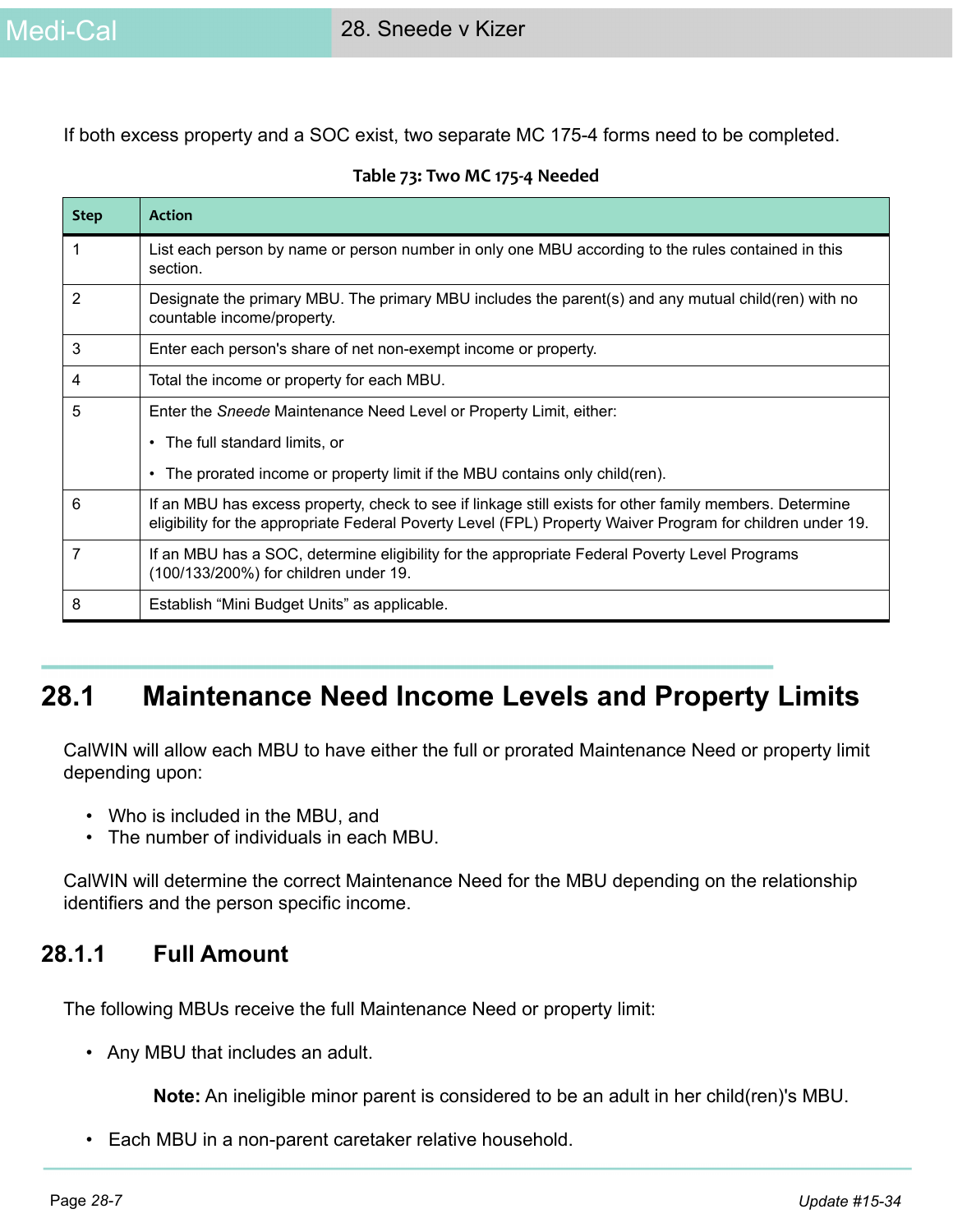If both excess property and a SOC exist, two separate MC 175-4 forms need to be completed.

**Table 73: Two MC 175-4 Needed**

| Step | Action |
|---|---|
| 1 | List each person by name or person number in only one MBU according to the rules contained in this section. |
| 2 | Designate the primary MBU. The primary MBU includes the parent(s) and any mutual child(ren) with no countable income/property. |
| 3 | Enter each person's share of net non-exempt income or property. |
| 4 | Total the income or property for each MBU. |
| 5 | Enter the *Sneede* Maintenance Need Level or Property Limit, either:<br>• The full standard limits, or<br>• The prorated income or property limit if the MBU contains only child(ren). |
| 6 | If an MBU has excess property, check to see if linkage still exists for other family members. Determine eligibility for the appropriate Federal Poverty Level (FPL) Property Waiver Program for children under 19. |
| 7 | If an MBU has a SOC, determine eligibility for the appropriate Federal Poverty Level Programs (100/133/200%) for children under 19. |
| 8 | Establish "Mini Budget Units" as applicable. |

## 28.1 Maintenance Need Income Levels and Property Limits

CalWIN will allow each MBU to have either the full or prorated Maintenance Need or property limit depending upon:

- Who is included in the MBU, and
- The number of individuals in each MBU.

CalWIN will determine the correct Maintenance Need for the MBU depending on the relationship identifiers and the person specific income.

### 28.1.1 Full Amount

The following MBUs receive the full Maintenance Need or property limit:

- Any MBU that includes an adult.

  **Note:** An ineligible minor parent is considered to be an adult in her child(ren)'s MBU.

- Each MBU in a non-parent caretaker relative household.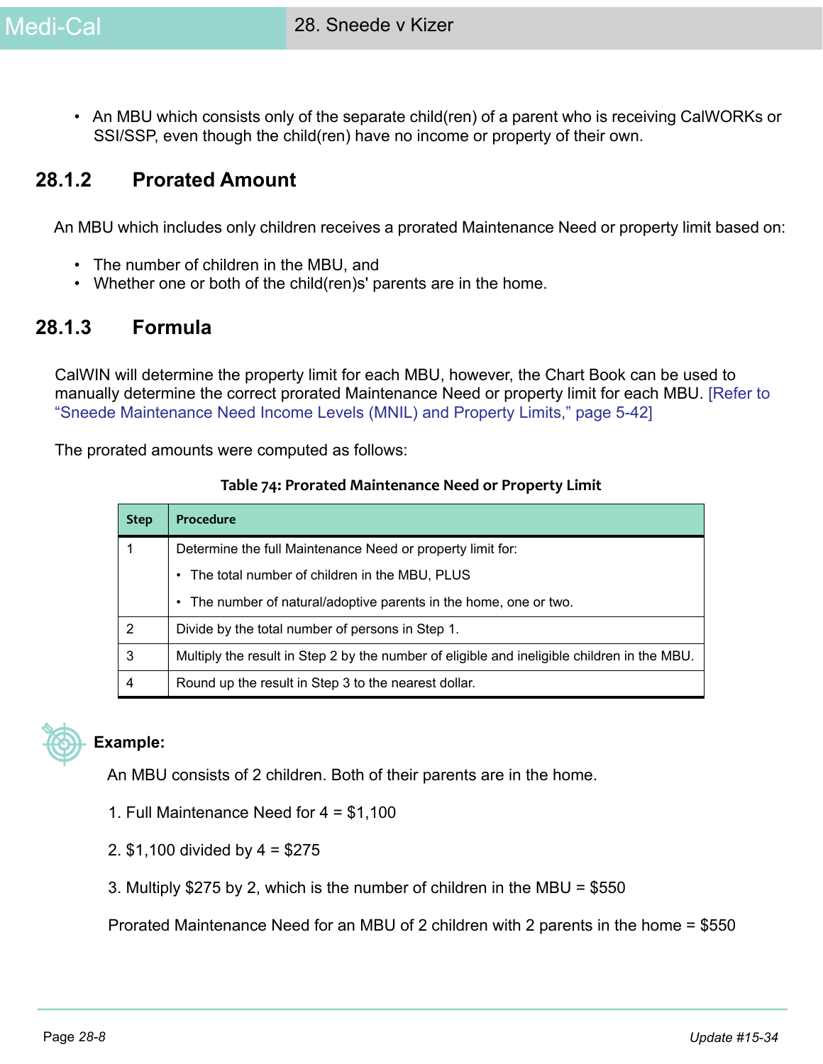- An MBU which consists only of the separate child(ren) of a parent who is receiving CalWORKs or SSI/SSP, even though the child(ren) have no income or property of their own.

## 28.1.2 Prorated Amount

An MBU which includes only children receives a prorated Maintenance Need or property limit based on:

- The number of children in the MBU, and
- Whether one or both of the child(ren)s' parents are in the home.

## 28.1.3 Formula

CalWIN will determine the property limit for each MBU, however, the Chart Book can be used to manually determine the correct prorated Maintenance Need or property limit for each MBU. [Refer to "Sneede Maintenance Need Income Levels (MNIL) and Property Limits," page 5-42]

The prorated amounts were computed as follows:

**Table 74: Prorated Maintenance Need or Property Limit**

| Step | Procedure |
|---|---|
| 1 | Determine the full Maintenance Need or property limit for:<br>• The total number of children in the MBU, PLUS<br>• The number of natural/adoptive parents in the home, one or two. |
| 2 | Divide by the total number of persons in Step 1. |
| 3 | Multiply the result in Step 2 by the number of eligible and ineligible children in the MBU. |
| 4 | Round up the result in Step 3 to the nearest dollar. |

**Example:**

An MBU consists of 2 children. Both of their parents are in the home.

1. Full Maintenance Need for 4 = $1,100

2. $1,100 divided by 4 = $275

3. Multiply $275 by 2, which is the number of children in the MBU = $550

Prorated Maintenance Need for an MBU of 2 children with 2 parents in the home = $550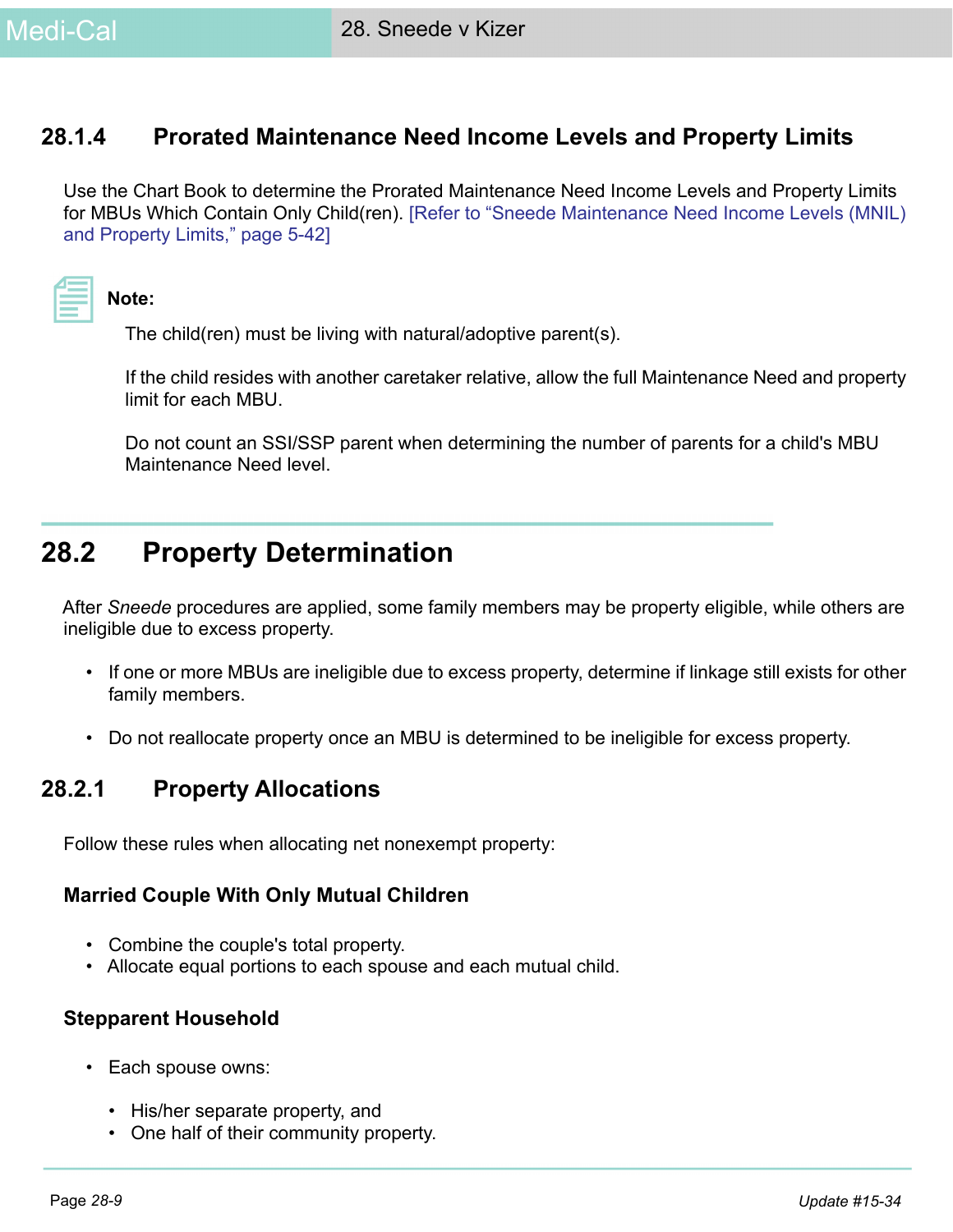### 28.1.4 Prorated Maintenance Need Income Levels and Property Limits

Use the Chart Book to determine the Prorated Maintenance Need Income Levels and Property Limits for MBUs Which Contain Only Child(ren). [Refer to "Sneede Maintenance Need Income Levels (MNIL) and Property Limits," page 5-42]

**Note:**

The child(ren) must be living with natural/adoptive parent(s).

If the child resides with another caretaker relative, allow the full Maintenance Need and property limit for each MBU.

Do not count an SSI/SSP parent when determining the number of parents for a child's MBU Maintenance Need level.

## 28.2 Property Determination

After *Sneede* procedures are applied, some family members may be property eligible, while others are ineligible due to excess property.

- If one or more MBUs are ineligible due to excess property, determine if linkage still exists for other family members.
- Do not reallocate property once an MBU is determined to be ineligible for excess property.

### 28.2.1 Property Allocations

Follow these rules when allocating net nonexempt property:

**Married Couple With Only Mutual Children**

- Combine the couple's total property.
- Allocate equal portions to each spouse and each mutual child.

**Stepparent Household**

- Each spouse owns:
  - His/her separate property, and
  - One half of their community property.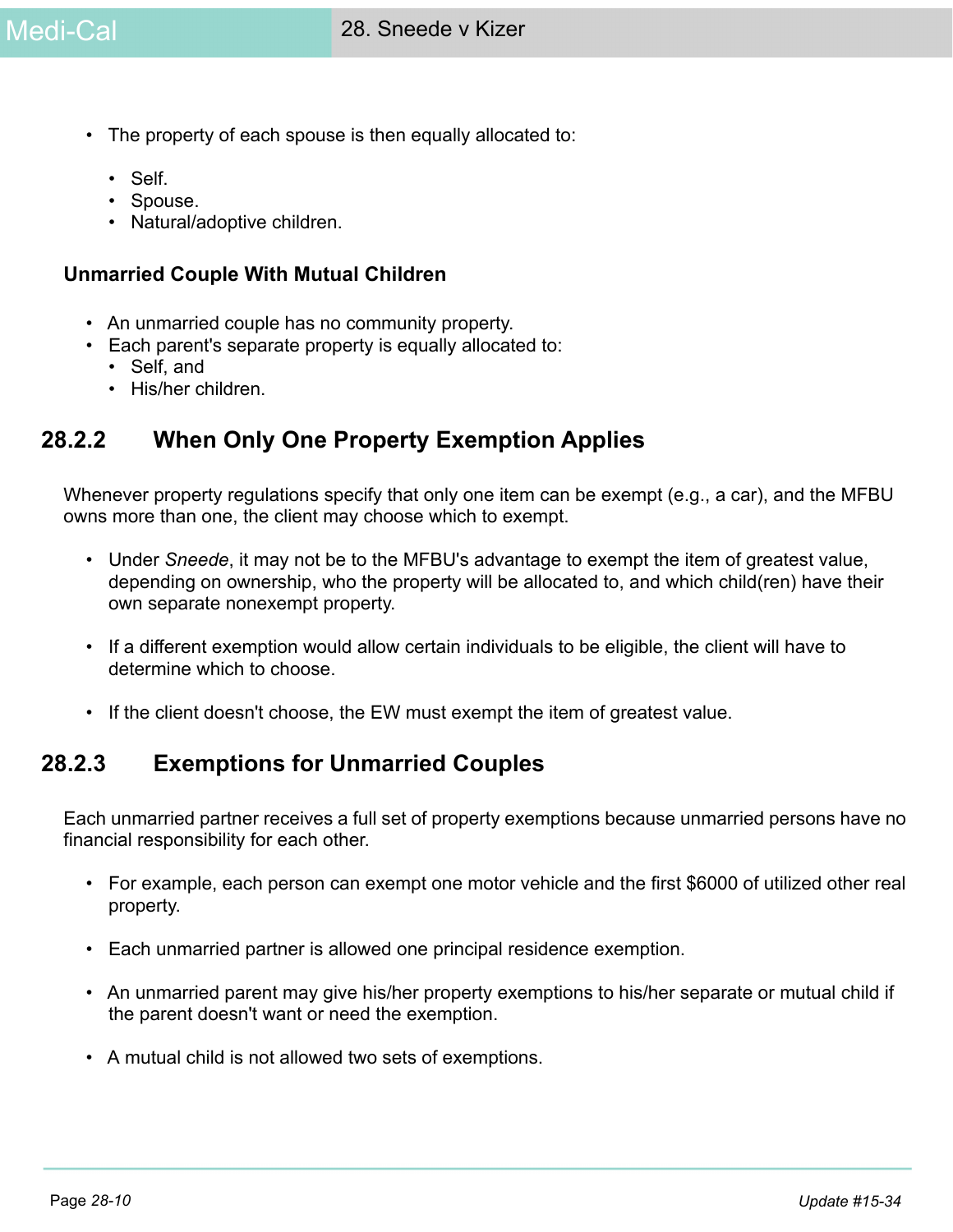- The property of each spouse is then equally allocated to:
  - Self.
  - Spouse.
  - Natural/adoptive children.

**Unmarried Couple With Mutual Children**

- An unmarried couple has no community property.
- Each parent's separate property is equally allocated to:
  - Self, and
  - His/her children.

## 28.2.2 When Only One Property Exemption Applies

Whenever property regulations specify that only one item can be exempt (e.g., a car), and the MFBU owns more than one, the client may choose which to exempt.

- Under *Sneede*, it may not be to the MFBU's advantage to exempt the item of greatest value, depending on ownership, who the property will be allocated to, and which child(ren) have their own separate nonexempt property.

- If a different exemption would allow certain individuals to be eligible, the client will have to determine which to choose.

- If the client doesn't choose, the EW must exempt the item of greatest value.

## 28.2.3 Exemptions for Unmarried Couples

Each unmarried partner receives a full set of property exemptions because unmarried persons have no financial responsibility for each other.

- For example, each person can exempt one motor vehicle and the first $6000 of utilized other real property.

- Each unmarried partner is allowed one principal residence exemption.

- An unmarried parent may give his/her property exemptions to his/her separate or mutual child if the parent doesn't want or need the exemption.

- A mutual child is not allowed two sets of exemptions.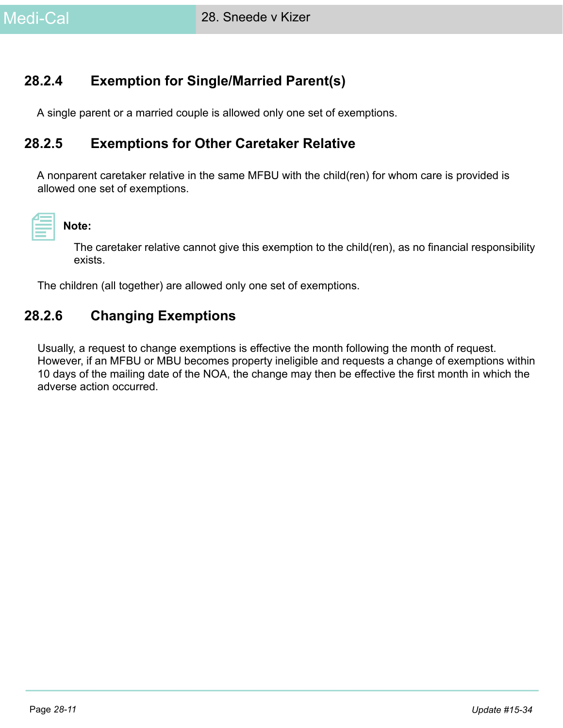### 28.2.4 Exemption for Single/Married Parent(s)

A single parent or a married couple is allowed only one set of exemptions.

### 28.2.5 Exemptions for Other Caretaker Relative

A nonparent caretaker relative in the same MFBU with the child(ren) for whom care is provided is allowed one set of exemptions.

**Note:**

The caretaker relative cannot give this exemption to the child(ren), as no financial responsibility exists.

The children (all together) are allowed only one set of exemptions.

### 28.2.6 Changing Exemptions

Usually, a request to change exemptions is effective the month following the month of request. However, if an MFBU or MBU becomes property ineligible and requests a change of exemptions within 10 days of the mailing date of the NOA, the change may then be effective the first month in which the adverse action occurred.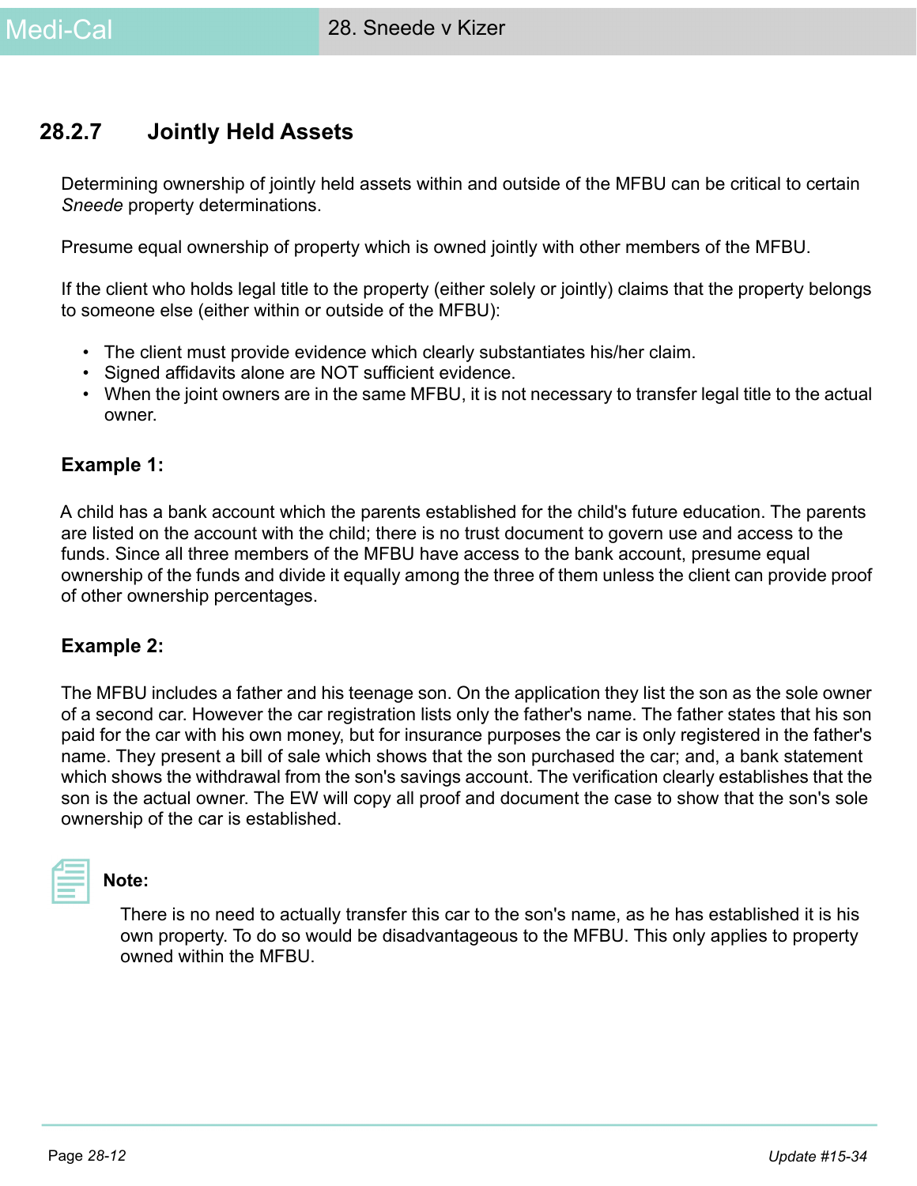## 28.2.7 Jointly Held Assets

Determining ownership of jointly held assets within and outside of the MFBU can be critical to certain *Sneede* property determinations.

Presume equal ownership of property which is owned jointly with other members of the MFBU.

If the client who holds legal title to the property (either solely or jointly) claims that the property belongs to someone else (either within or outside of the MFBU):

- The client must provide evidence which clearly substantiates his/her claim.
- Signed affidavits alone are NOT sufficient evidence.
- When the joint owners are in the same MFBU, it is not necessary to transfer legal title to the actual owner.

### Example 1:

A child has a bank account which the parents established for the child's future education. The parents are listed on the account with the child; there is no trust document to govern use and access to the funds. Since all three members of the MFBU have access to the bank account, presume equal ownership of the funds and divide it equally among the three of them unless the client can provide proof of other ownership percentages.

### Example 2:

The MFBU includes a father and his teenage son. On the application they list the son as the sole owner of a second car. However the car registration lists only the father's name. The father states that his son paid for the car with his own money, but for insurance purposes the car is only registered in the father's name. They present a bill of sale which shows that the son purchased the car; and, a bank statement which shows the withdrawal from the son's savings account. The verification clearly establishes that the son is the actual owner. The EW will copy all proof and document the case to show that the son's sole ownership of the car is established.

**Note:**

There is no need to actually transfer this car to the son's name, as he has established it is his own property. To do so would be disadvantageous to the MFBU. This only applies to property owned within the MFBU.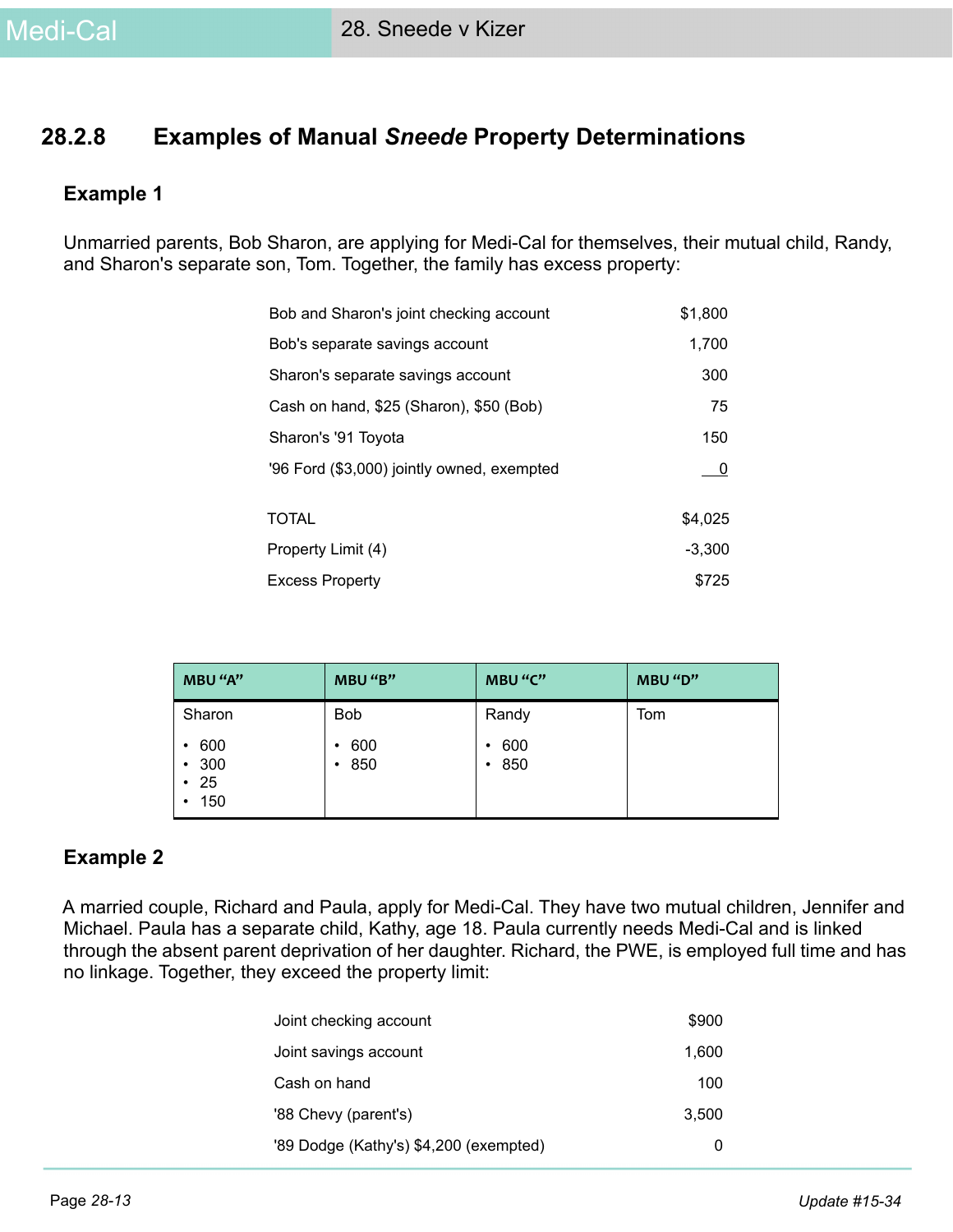## 28.2.8 Examples of Manual *Sneede* Property Determinations

### Example 1

Unmarried parents, Bob Sharon, are applying for Medi-Cal for themselves, their mutual child, Randy, and Sharon's separate son, Tom. Together, the family has excess property:

| | |
|---|---|
| Bob and Sharon's joint checking account | $1,800 |
| Bob's separate savings account | 1,700 |
| Sharon's separate savings account | 300 |
| Cash on hand, $25 (Sharon), $50 (Bob) | 75 |
| Sharon's '91 Toyota | 150 |
| '96 Ford ($3,000) jointly owned, exempted | 0 |
| TOTAL | $4,025 |
| Property Limit (4) | -3,300 |
| Excess Property | $725 |

| MBU "A" | MBU "B" | MBU "C" | MBU "D" |
|---|---|---|---|
| Sharon<br>• 600<br>• 300<br>• 25<br>• 150 | Bob<br>• 600<br>• 850 | Randy<br>• 600<br>• 850 | Tom |

### Example 2

A married couple, Richard and Paula, apply for Medi-Cal. They have two mutual children, Jennifer and Michael. Paula has a separate child, Kathy, age 18. Paula currently needs Medi-Cal and is linked through the absent parent deprivation of her daughter. Richard, the PWE, is employed full time and has no linkage. Together, they exceed the property limit:

| | |
|---|---|
| Joint checking account | $900 |
| Joint savings account | 1,600 |
| Cash on hand | 100 |
| '88 Chevy (parent's) | 3,500 |
| '89 Dodge (Kathy's) $4,200 (exempted) | 0 |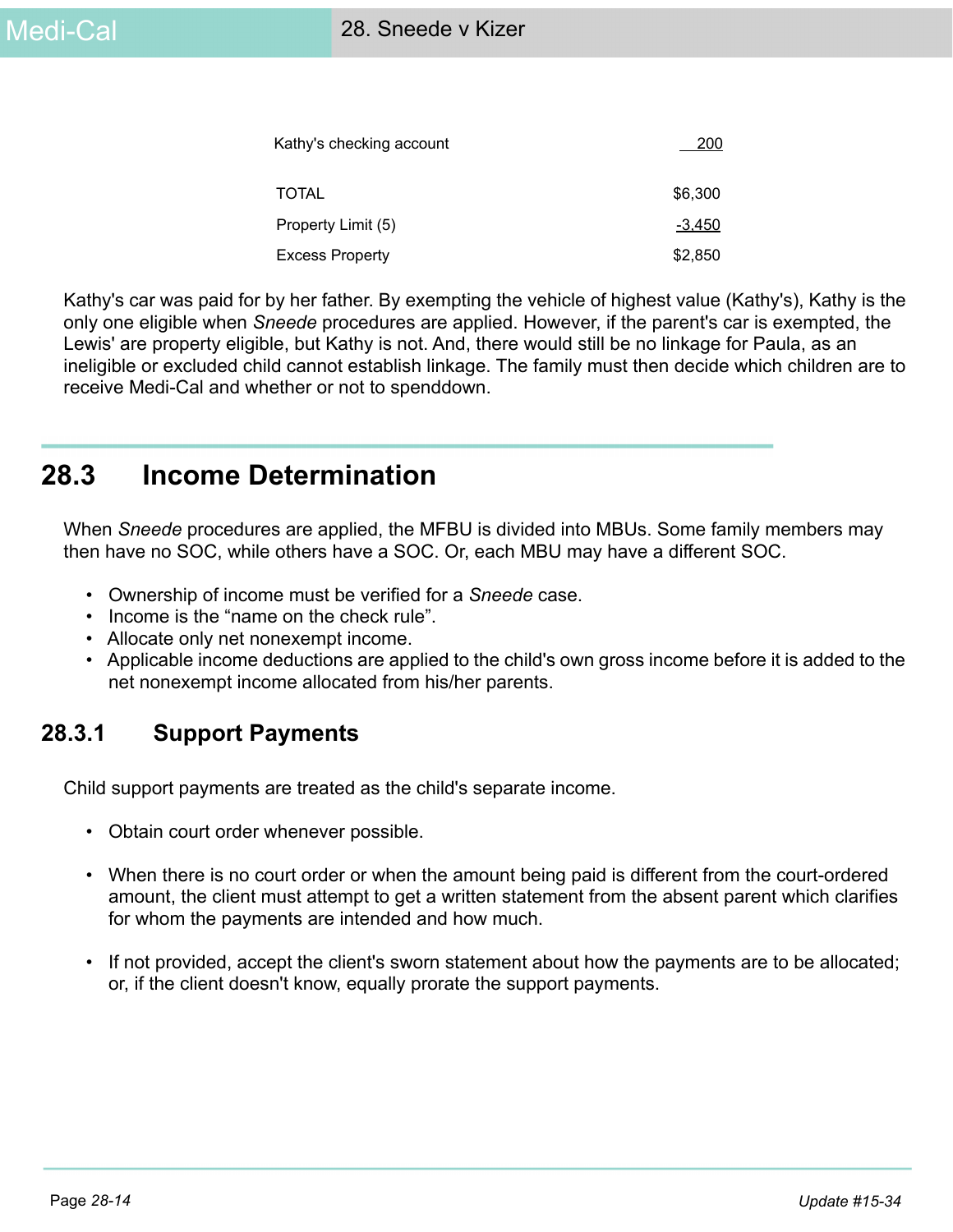| | |
|---|---|
| Kathy's checking account | 200 |
| TOTAL | $6,300 |
| Property Limit (5) | -3,450 |
| Excess Property | $2,850 |

Kathy's car was paid for by her father. By exempting the vehicle of highest value (Kathy's), Kathy is the only one eligible when *Sneede* procedures are applied. However, if the parent's car is exempted, the Lewis' are property eligible, but Kathy is not. And, there would still be no linkage for Paula, as an ineligible or excluded child cannot establish linkage. The family must then decide which children are to receive Medi-Cal and whether or not to spenddown.

## 28.3 Income Determination

When *Sneede* procedures are applied, the MFBU is divided into MBUs. Some family members may then have no SOC, while others have a SOC. Or, each MBU may have a different SOC.

- Ownership of income must be verified for a *Sneede* case.
- Income is the "name on the check rule".
- Allocate only net nonexempt income.
- Applicable income deductions are applied to the child's own gross income before it is added to the net nonexempt income allocated from his/her parents.

### 28.3.1 Support Payments

Child support payments are treated as the child's separate income.

- Obtain court order whenever possible.
- When there is no court order or when the amount being paid is different from the court-ordered amount, the client must attempt to get a written statement from the absent parent which clarifies for whom the payments are intended and how much.
- If not provided, accept the client's sworn statement about how the payments are to be allocated; or, if the client doesn't know, equally prorate the support payments.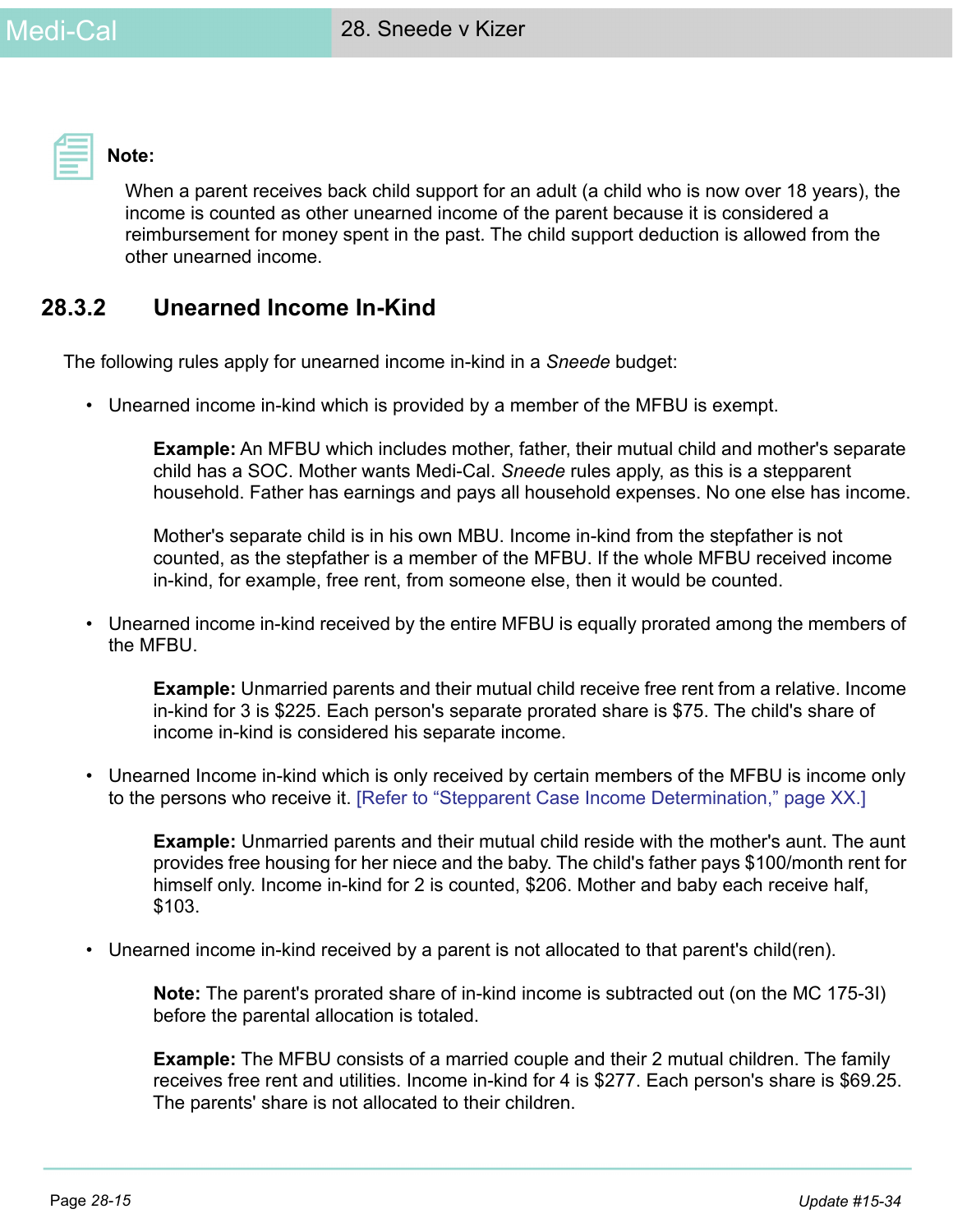**Note:**

When a parent receives back child support for an adult (a child who is now over 18 years), the income is counted as other unearned income of the parent because it is considered a reimbursement for money spent in the past. The child support deduction is allowed from the other unearned income.

## 28.3.2 Unearned Income In-Kind

The following rules apply for unearned income in-kind in a *Sneede* budget:

- Unearned income in-kind which is provided by a member of the MFBU is exempt.

  **Example:** An MFBU which includes mother, father, their mutual child and mother's separate child has a SOC. Mother wants Medi-Cal. *Sneede* rules apply, as this is a stepparent household. Father has earnings and pays all household expenses. No one else has income.

  Mother's separate child is in his own MBU. Income in-kind from the stepfather is not counted, as the stepfather is a member of the MFBU. If the whole MFBU received income in-kind, for example, free rent, from someone else, then it would be counted.

- Unearned income in-kind received by the entire MFBU is equally prorated among the members of the MFBU.

  **Example:** Unmarried parents and their mutual child receive free rent from a relative. Income in-kind for 3 is $225. Each person's separate prorated share is $75. The child's share of income in-kind is considered his separate income.

- Unearned Income in-kind which is only received by certain members of the MFBU is income only to the persons who receive it. [Refer to "Stepparent Case Income Determination," page XX.]

  **Example:** Unmarried parents and their mutual child reside with the mother's aunt. The aunt provides free housing for her niece and the baby. The child's father pays $100/month rent for himself only. Income in-kind for 2 is counted, $206. Mother and baby each receive half, $103.

- Unearned income in-kind received by a parent is not allocated to that parent's child(ren).

  **Note:** The parent's prorated share of in-kind income is subtracted out (on the MC 175-3I) before the parental allocation is totaled.

  **Example:** The MFBU consists of a married couple and their 2 mutual children. The family receives free rent and utilities. Income in-kind for 4 is $277. Each person's share is $69.25. The parents' share is not allocated to their children.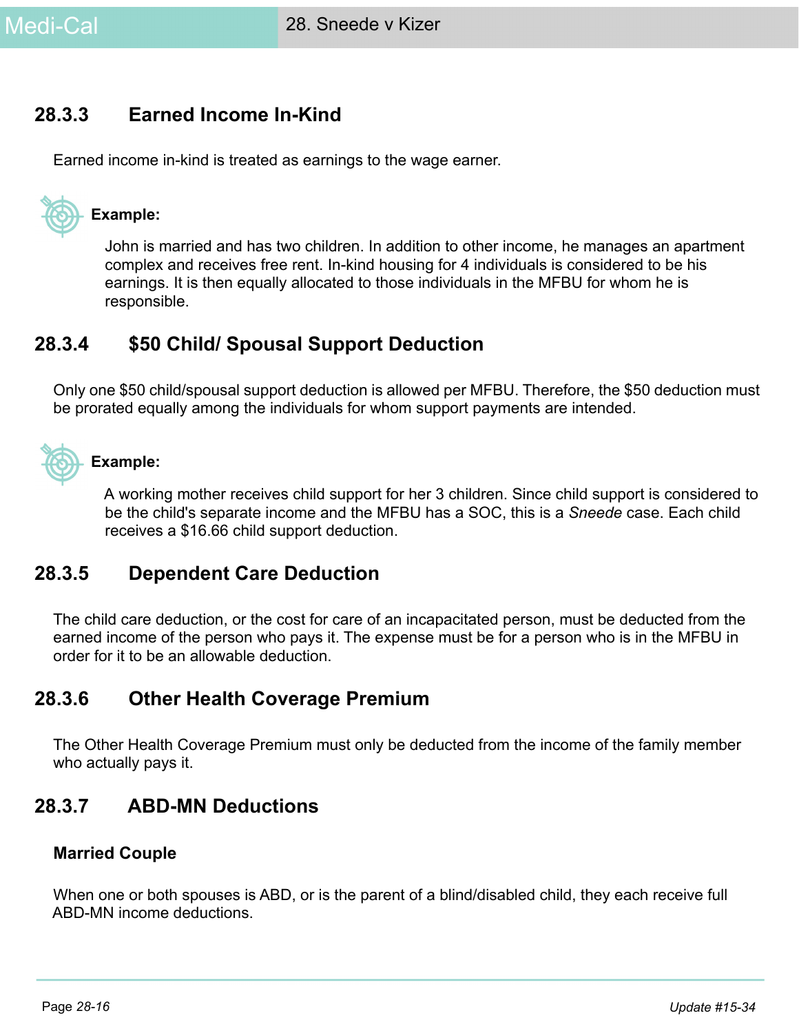### 28.3.3 Earned Income In-Kind

Earned income in-kind is treated as earnings to the wage earner.

**Example:**

John is married and has two children. In addition to other income, he manages an apartment complex and receives free rent. In-kind housing for 4 individuals is considered to be his earnings. It is then equally allocated to those individuals in the MFBU for whom he is responsible.

### 28.3.4 $50 Child/ Spousal Support Deduction

Only one $50 child/spousal support deduction is allowed per MFBU. Therefore, the $50 deduction must be prorated equally among the individuals for whom support payments are intended.

**Example:**

A working mother receives child support for her 3 children. Since child support is considered to be the child's separate income and the MFBU has a SOC, this is a *Sneede* case. Each child receives a $16.66 child support deduction.

### 28.3.5 Dependent Care Deduction

The child care deduction, or the cost for care of an incapacitated person, must be deducted from the earned income of the person who pays it. The expense must be for a person who is in the MFBU in order for it to be an allowable deduction.

### 28.3.6 Other Health Coverage Premium

The Other Health Coverage Premium must only be deducted from the income of the family member who actually pays it.

### 28.3.7 ABD-MN Deductions

**Married Couple**

When one or both spouses is ABD, or is the parent of a blind/disabled child, they each receive full ABD-MN income deductions.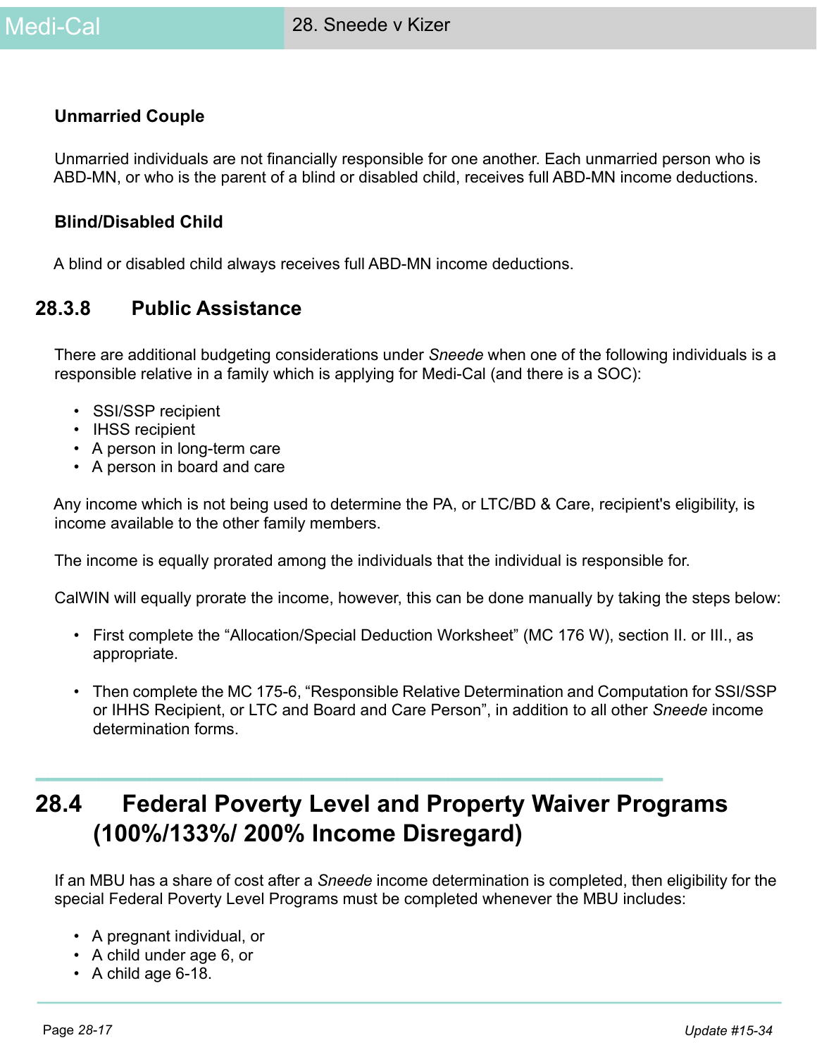**Unmarried Couple**

Unmarried individuals are not financially responsible for one another. Each unmarried person who is ABD-MN, or who is the parent of a blind or disabled child, receives full ABD-MN income deductions.

**Blind/Disabled Child**

A blind or disabled child always receives full ABD-MN income deductions.

### 28.3.8 Public Assistance

There are additional budgeting considerations under *Sneede* when one of the following individuals is a responsible relative in a family which is applying for Medi-Cal (and there is a SOC):

- SSI/SSP recipient
- IHSS recipient
- A person in long-term care
- A person in board and care

Any income which is not being used to determine the PA, or LTC/BD & Care, recipient's eligibility, is income available to the other family members.

The income is equally prorated among the individuals that the individual is responsible for.

CalWIN will equally prorate the income, however, this can be done manually by taking the steps below:

- First complete the “Allocation/Special Deduction Worksheet” (MC 176 W), section II. or III., as appropriate.
- Then complete the MC 175-6, “Responsible Relative Determination and Computation for SSI/SSP or IHHS Recipient, or LTC and Board and Care Person”, in addition to all other *Sneede* income determination forms.

## 28.4 Federal Poverty Level and Property Waiver Programs (100%/133%/ 200% Income Disregard)

If an MBU has a share of cost after a *Sneede* income determination is completed, then eligibility for the special Federal Poverty Level Programs must be completed whenever the MBU includes:

- A pregnant individual, or
- A child under age 6, or
- A child age 6-18.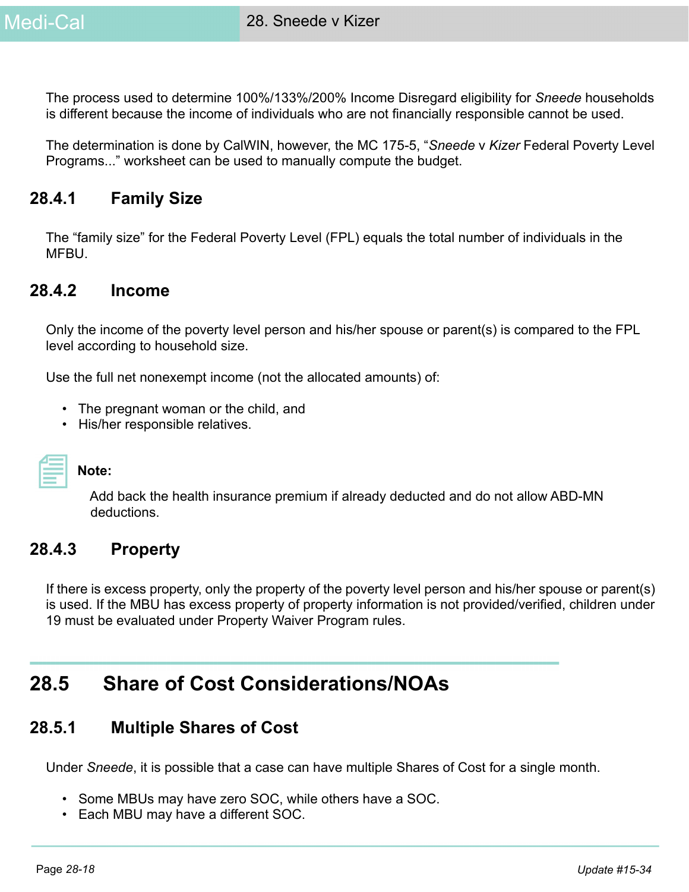The process used to determine 100%/133%/200% Income Disregard eligibility for *Sneede* households is different because the income of individuals who are not financially responsible cannot be used.

The determination is done by CalWIN, however, the MC 175-5, "*Sneede* v *Kizer* Federal Poverty Level Programs..." worksheet can be used to manually compute the budget.

### 28.4.1 Family Size

The "family size" for the Federal Poverty Level (FPL) equals the total number of individuals in the MFBU.

### 28.4.2 Income

Only the income of the poverty level person and his/her spouse or parent(s) is compared to the FPL level according to household size.

Use the full net nonexempt income (not the allocated amounts) of:

- The pregnant woman or the child, and
- His/her responsible relatives.

**Note:**

Add back the health insurance premium if already deducted and do not allow ABD-MN deductions.

### 28.4.3 Property

If there is excess property, only the property of the poverty level person and his/her spouse or parent(s) is used. If the MBU has excess property of property information is not provided/verified, children under 19 must be evaluated under Property Waiver Program rules.

## 28.5 Share of Cost Considerations/NOAs

### 28.5.1 Multiple Shares of Cost

Under *Sneede*, it is possible that a case can have multiple Shares of Cost for a single month.

- Some MBUs may have zero SOC, while others have a SOC.
- Each MBU may have a different SOC.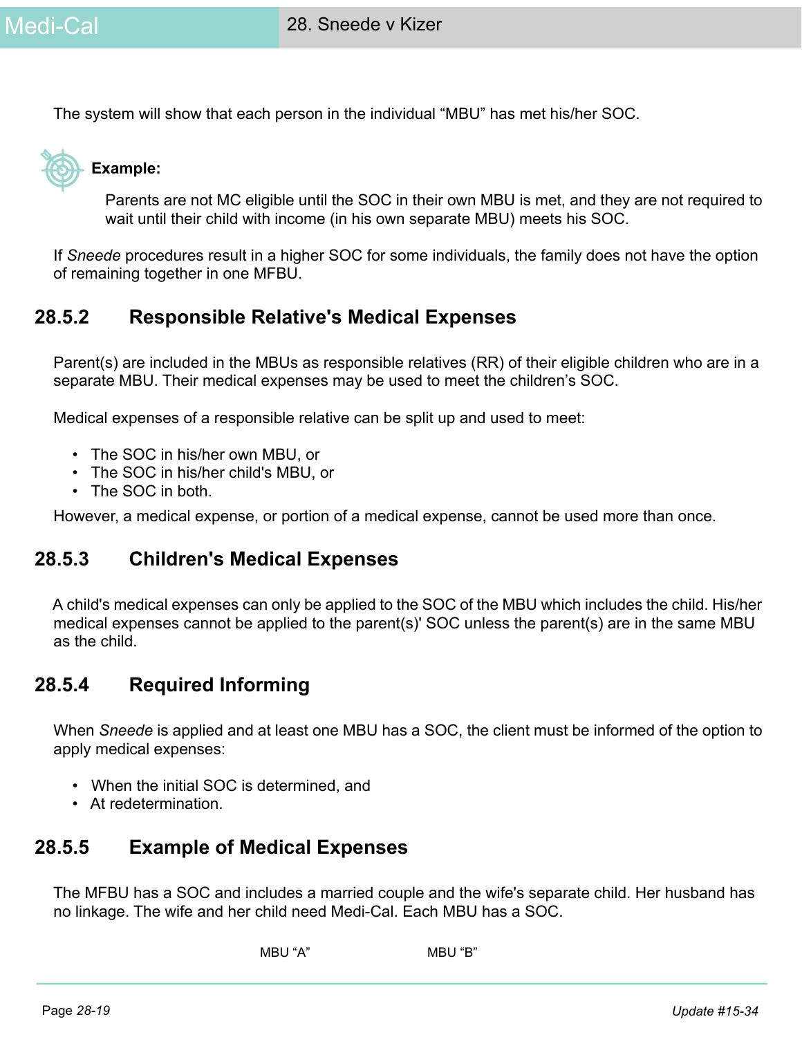The system will show that each person in the individual “MBU” has met his/her SOC.

**Example:**

Parents are not MC eligible until the SOC in their own MBU is met, and they are not required to wait until their child with income (in his own separate MBU) meets his SOC.

If *Sneede* procedures result in a higher SOC for some individuals, the family does not have the option of remaining together in one MFBU.

## 28.5.2 Responsible Relative's Medical Expenses

Parent(s) are included in the MBUs as responsible relatives (RR) of their eligible children who are in a separate MBU. Their medical expenses may be used to meet the children’s SOC.

Medical expenses of a responsible relative can be split up and used to meet:

- The SOC in his/her own MBU, or
- The SOC in his/her child's MBU, or
- The SOC in both.

However, a medical expense, or portion of a medical expense, cannot be used more than once.

## 28.5.3 Children's Medical Expenses

A child's medical expenses can only be applied to the SOC of the MBU which includes the child. His/her medical expenses cannot be applied to the parent(s)' SOC unless the parent(s) are in the same MBU as the child.

## 28.5.4 Required Informing

When *Sneede* is applied and at least one MBU has a SOC, the client must be informed of the option to apply medical expenses:

- When the initial SOC is determined, and
- At redetermination.

## 28.5.5 Example of Medical Expenses

The MFBU has a SOC and includes a married couple and the wife's separate child. Her husband has no linkage. The wife and her child need Medi-Cal. Each MBU has a SOC.

| MBU “A” | MBU “B” |
|---|---|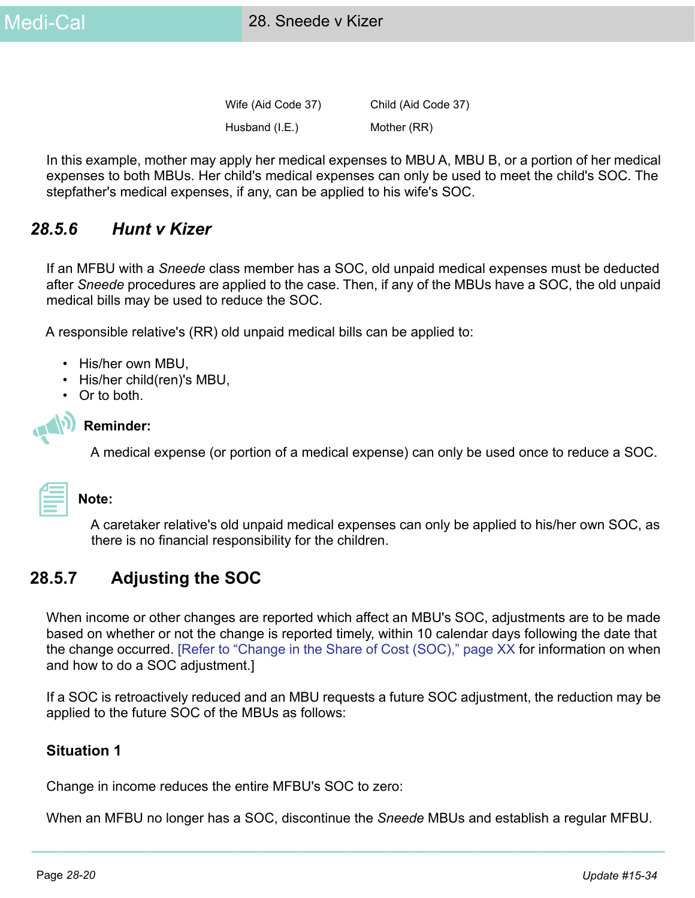| Wife (Aid Code 37) | Child (Aid Code 37) |
| --- | --- |
| Husband (I.E.) | Mother (RR) |

In this example, mother may apply her medical expenses to MBU A, MBU B, or a portion of her medical expenses to both MBUs. Her child's medical expenses can only be used to meet the child's SOC. The stepfather's medical expenses, if any, can be applied to his wife's SOC.

### 28.5.6 *Hunt v Kizer*

If an MFBU with a *Sneede* class member has a SOC, old unpaid medical expenses must be deducted after *Sneede* procedures are applied to the case. Then, if any of the MBUs have a SOC, the old unpaid medical bills may be used to reduce the SOC.

A responsible relative's (RR) old unpaid medical bills can be applied to:

- His/her own MBU,
- His/her child(ren)'s MBU,
- Or to both.

**Reminder:**

A medical expense (or portion of a medical expense) can only be used once to reduce a SOC.

**Note:**

A caretaker relative's old unpaid medical expenses can only be applied to his/her own SOC, as there is no financial responsibility for the children.

### 28.5.7 Adjusting the SOC

When income or other changes are reported which affect an MBU's SOC, adjustments are to be made based on whether or not the change is reported timely, within 10 calendar days following the date that the change occurred. [Refer to "Change in the Share of Cost (SOC)," page XX for information on when and how to do a SOC adjustment.]

If a SOC is retroactively reduced and an MBU requests a future SOC adjustment, the reduction may be applied to the future SOC of the MBUs as follows:

**Situation 1**

Change in income reduces the entire MFBU's SOC to zero:

When an MFBU no longer has a SOC, discontinue the *Sneede* MBUs and establish a regular MFBU.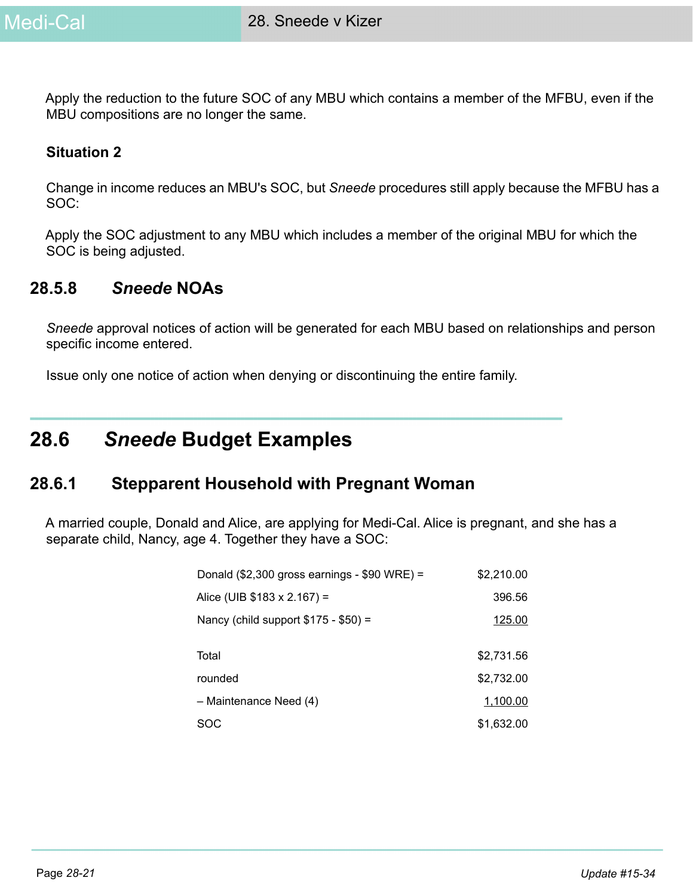Apply the reduction to the future SOC of any MBU which contains a member of the MFBU, even if the MBU compositions are no longer the same.

**Situation 2**

Change in income reduces an MBU's SOC, but *Sneede* procedures still apply because the MFBU has a SOC:

Apply the SOC adjustment to any MBU which includes a member of the original MBU for which the SOC is being adjusted.

### 28.5.8 *Sneede* NOAs

*Sneede* approval notices of action will be generated for each MBU based on relationships and person specific income entered.

Issue only one notice of action when denying or discontinuing the entire family.

## 28.6 *Sneede* Budget Examples

### 28.6.1 Stepparent Household with Pregnant Woman

A married couple, Donald and Alice, are applying for Medi-Cal. Alice is pregnant, and she has a separate child, Nancy, age 4. Together they have a SOC:

| | |
|---|---:|
| Donald ($2,300 gross earnings - $90 WRE) = | $2,210.00 |
| Alice (UIB $183 x 2.167) = | 396.56 |
| Nancy (child support $175 - $50) = | 125.00 |
| | |
| Total | $2,731.56 |
| rounded | $2,732.00 |
| – Maintenance Need (4) | 1,100.00 |
| SOC | $1,632.00 |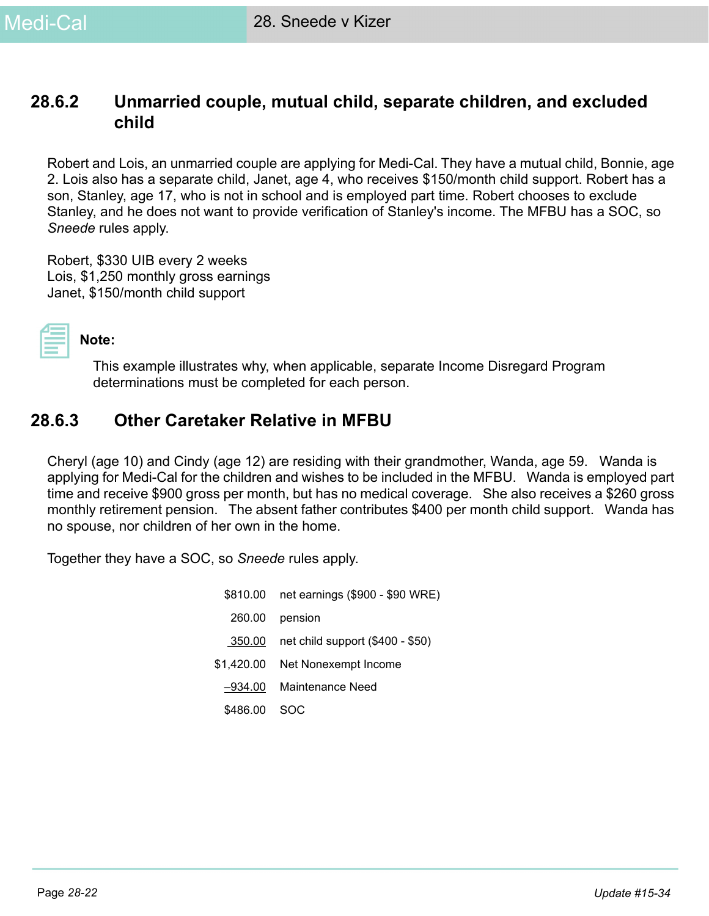### 28.6.2 Unmarried couple, mutual child, separate children, and excluded child

Robert and Lois, an unmarried couple are applying for Medi-Cal. They have a mutual child, Bonnie, age 2. Lois also has a separate child, Janet, age 4, who receives $150/month child support. Robert has a son, Stanley, age 17, who is not in school and is employed part time. Robert chooses to exclude Stanley, and he does not want to provide verification of Stanley's income. The MFBU has a SOC, so *Sneede* rules apply.

Robert, $330 UIB every 2 weeks
Lois, $1,250 monthly gross earnings
Janet, $150/month child support

**Note:**

This example illustrates why, when applicable, separate Income Disregard Program determinations must be completed for each person.

### 28.6.3 Other Caretaker Relative in MFBU

Cheryl (age 10) and Cindy (age 12) are residing with their grandmother, Wanda, age 59. Wanda is applying for Medi-Cal for the children and wishes to be included in the MFBU. Wanda is employed part time and receive $900 gross per month, but has no medical coverage. She also receives a $260 gross monthly retirement pension. The absent father contributes $400 per month child support. Wanda has no spouse, nor children of her own in the home.

Together they have a SOC, so *Sneede* rules apply.

| | |
|---|---|
| $810.00 | net earnings ($900 - $90 WRE) |
| 260.00 | pension |
| 350.00 | net child support ($400 - $50) |
| $1,420.00 | Net Nonexempt Income |
| –934.00 | Maintenance Need |
| $486.00 | SOC |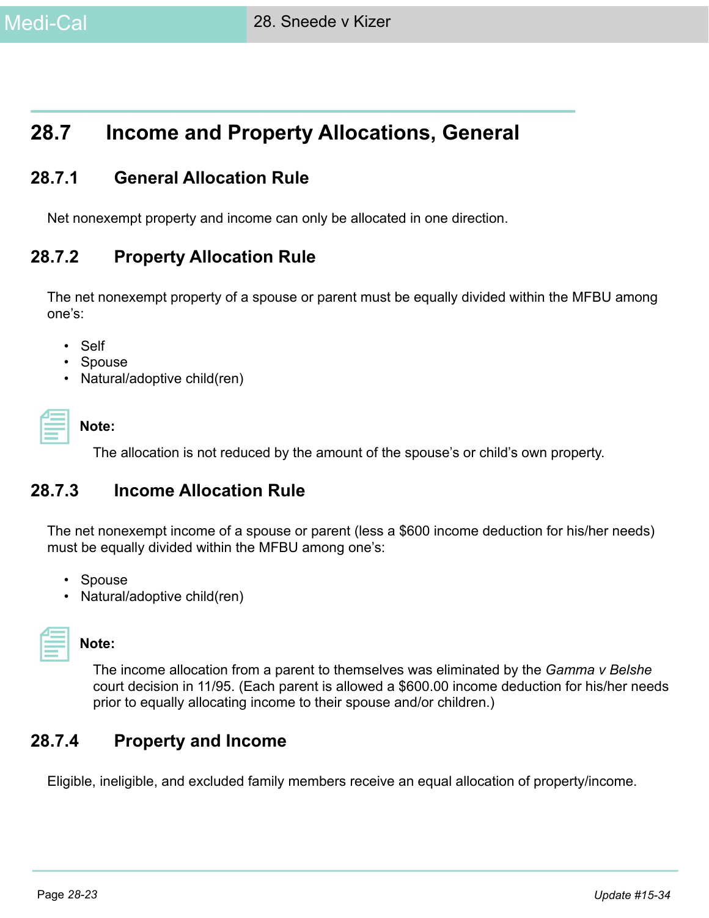## 28.7 Income and Property Allocations, General

### 28.7.1 General Allocation Rule

Net nonexempt property and income can only be allocated in one direction.

### 28.7.2 Property Allocation Rule

The net nonexempt property of a spouse or parent must be equally divided within the MFBU among one's:

- Self
- Spouse
- Natural/adoptive child(ren)

**Note:**

The allocation is not reduced by the amount of the spouse's or child's own property.

### 28.7.3 Income Allocation Rule

The net nonexempt income of a spouse or parent (less a $600 income deduction for his/her needs) must be equally divided within the MFBU among one's:

- Spouse
- Natural/adoptive child(ren)

**Note:**

The income allocation from a parent to themselves was eliminated by the *Gamma v Belshe* court decision in 11/95. (Each parent is allowed a $600.00 income deduction for his/her needs prior to equally allocating income to their spouse and/or children.)

### 28.7.4 Property and Income

Eligible, ineligible, and excluded family members receive an equal allocation of property/income.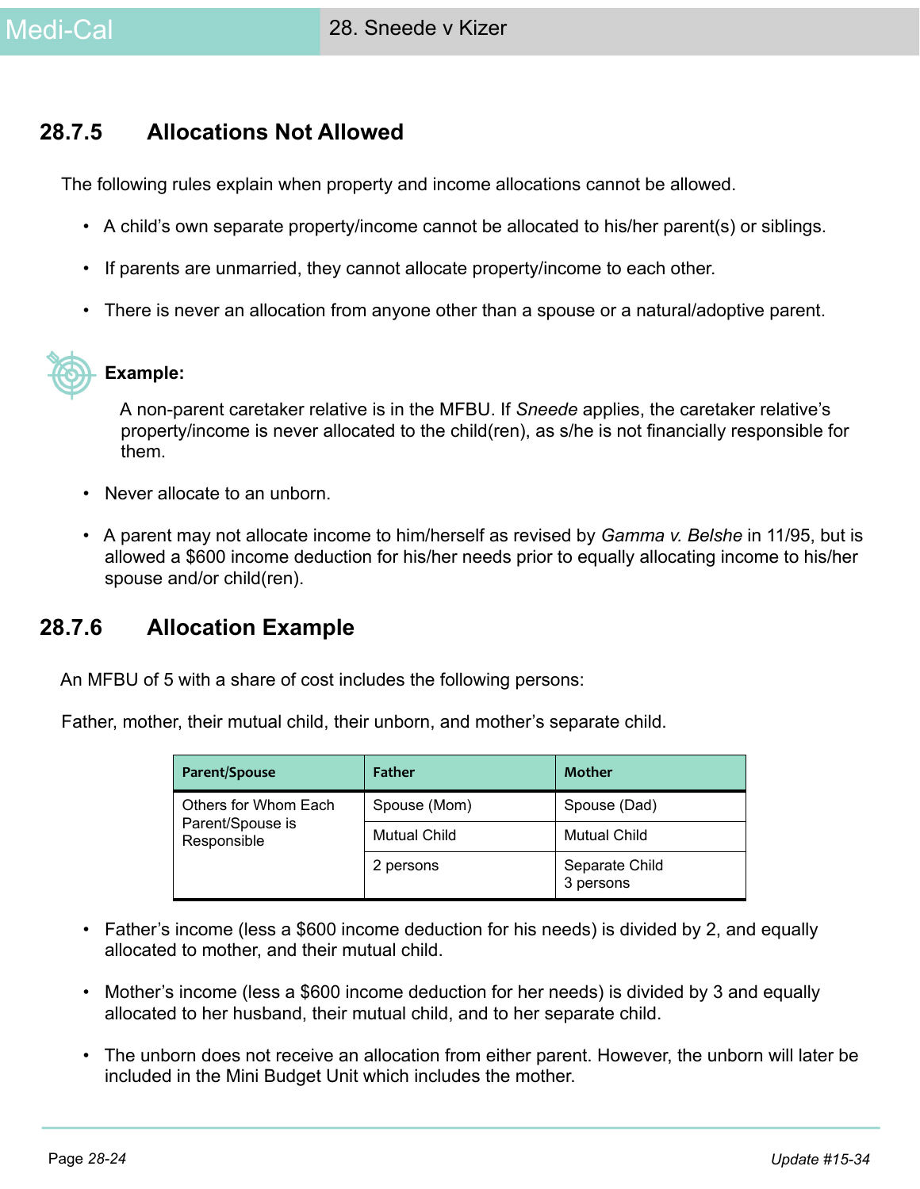## 28.7.5 Allocations Not Allowed

The following rules explain when property and income allocations cannot be allowed.

- A child's own separate property/income cannot be allocated to his/her parent(s) or siblings.
- If parents are unmarried, they cannot allocate property/income to each other.
- There is never an allocation from anyone other than a spouse or a natural/adoptive parent.

**Example:**

A non-parent caretaker relative is in the MFBU. If *Sneede* applies, the caretaker relative's property/income is never allocated to the child(ren), as s/he is not financially responsible for them.

- Never allocate to an unborn.
- A parent may not allocate income to him/herself as revised by *Gamma v. Belshe* in 11/95, but is allowed a $600 income deduction for his/her needs prior to equally allocating income to his/her spouse and/or child(ren).

## 28.7.6 Allocation Example

An MFBU of 5 with a share of cost includes the following persons:

Father, mother, their mutual child, their unborn, and mother's separate child.

| Parent/Spouse | Father | Mother |
|---|---|---|
| Others for Whom Each Parent/Spouse is Responsible | Spouse (Mom) | Spouse (Dad) |
| | Mutual Child | Mutual Child |
| | 2 persons | Separate Child<br>3 persons |

- Father's income (less a $600 income deduction for his needs) is divided by 2, and equally allocated to mother, and their mutual child.
- Mother's income (less a $600 income deduction for her needs) is divided by 3 and equally allocated to her husband, their mutual child, and to her separate child.
- The unborn does not receive an allocation from either parent. However, the unborn will later be included in the Mini Budget Unit which includes the mother.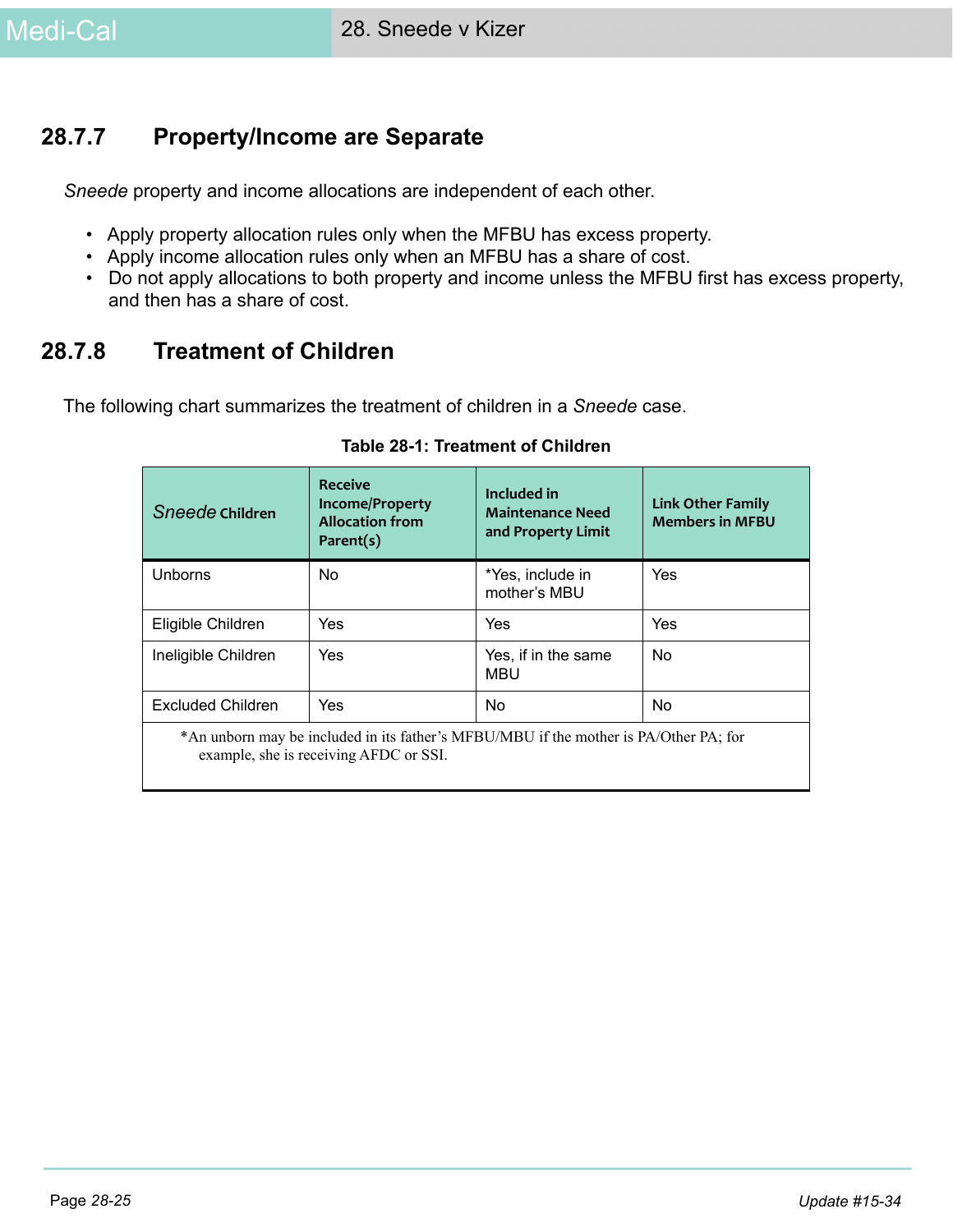### 28.7.7 Property/Income are Separate

*Sneede* property and income allocations are independent of each other.

- Apply property allocation rules only when the MFBU has excess property.
- Apply income allocation rules only when an MFBU has a share of cost.
- Do not apply allocations to both property and income unless the MFBU first has excess property, and then has a share of cost.

### 28.7.8 Treatment of Children

The following chart summarizes the treatment of children in a *Sneede* case.

**Table 28-1: Treatment of Children**

| *Sneede* Children | Receive Income/Property Allocation from Parent(s) | Included in Maintenance Need and Property Limit | Link Other Family Members in MFBU |
|---|---|---|---|
| Unborns | No | *Yes, include in mother's MBU | Yes |
| Eligible Children | Yes | Yes | Yes |
| Ineligible Children | Yes | Yes, if in the same MBU | No |
| Excluded Children | Yes | No | No |

*An unborn may be included in its father's MFBU/MBU if the mother is PA/Other PA; for example, she is receiving AFDC or SSI.